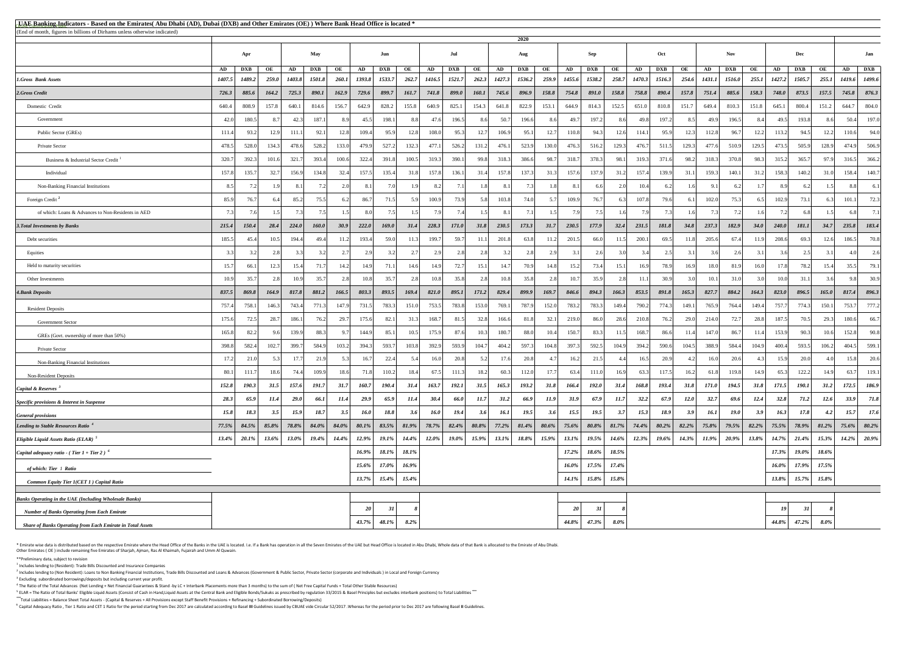# UAE Banking Indicators - Based on the Emirates( Abu Dhabi (AD), Dubai (DXB) and Other Emirates (OE) ) Where Bank Head Office is located *

(End of month, figures in billions of Dirhams unless otherwise indicated)

| | 2020 | | | | | | | | | | | | | | | | | | | | | | | | | | | | |
|---|---|---|---|---|---|---|---|---|---|---|---|---|---|---|---|---|---|---|---|---|---|---|---|---|---|---|---|---|---|
| | Apr | | | May | | | Jun | | | Jul | | | Aug | | | Sep | | | Oct | | | Nov | | | Dec | | | Jan | |
| | AD | DXB | OE | AD | DXB | OE | AD | DXB | OE | AD | DXB | OE | AD | DXB | OE | AD | DXB | OE | AD | DXB | OE | AD | DXB | OE | AD | DXB | OE | AD | DXB |
| ***1.Gross Bank Assets*** | ***1407.5*** | ***1489.2*** | ***259.0*** | ***1403.8*** | ***1501.8*** | ***260.1*** | ***1393.8*** | ***1533.7*** | ***262.7*** | ***1416.5*** | ***1521.7*** | ***262.3*** | ***1427.3*** | ***1536.2*** | ***259.9*** | ***1455.6*** | ***1538.2*** | ***258.7*** | ***1470.3*** | ***1516.3*** | ***254.6*** | ***1431.1*** | ***1516.0*** | ***255.1*** | ***1427.2*** | ***1505.7*** | ***255.1*** | ***1419.6*** | ***1499.6*** |
| ***2.Gross Credit*** | ***726.3*** | ***885.6*** | ***164.2*** | ***725.3*** | ***890.1*** | ***162.9*** | ***729.6*** | ***899.7*** | ***161.7*** | ***741.8*** | ***899.0*** | ***160.1*** | ***745.6*** | ***896.9*** | ***158.8*** | ***754.8*** | ***891.0*** | ***158.8*** | ***758.8*** | ***890.4*** | ***157.8*** | ***751.4*** | ***885.6*** | ***158.3*** | ***748.0*** | ***873.5*** | ***157.5*** | ***745.8*** | ***876.3*** |
| Domestic Credit | 640.4 | 808.9 | 157.8 | 640.1 | 814.6 | 156.7 | 642.9 | 828.2 | 155.8 | 640.9 | 825.1 | 154.3 | 641.8 | 822.9 | 153.1 | 644.9 | 814.3 | 152.5 | 651.0 | 810.8 | 151.7 | 649.4 | 810.3 | 151.8 | 645.1 | 800.4 | 151.2 | 644.7 | 804.0 |
| Government | 42.0 | 180.5 | 8.7 | 42.3 | 187.1 | 8.9 | 45.5 | 198.1 | 8.8 | 47.6 | 196.5 | 8.6 | 50.7 | 196.6 | 8.6 | 49.7 | 197.2 | 8.6 | 49.8 | 197.2 | 8.5 | 49.9 | 196.5 | 8.4 | 49.5 | 193.8 | 8.6 | 50.4 | 197.0 |
| Public Sector (GREs) | 111.4 | 93.2 | 12.9 | 111.1 | 92.1 | 12.8 | 109.4 | 95.9 | 12.8 | 108.0 | 95.3 | 12.7 | 106.9 | 95.1 | 12.7 | 110.8 | 94.3 | 12.6 | 114.1 | 95.9 | 12.3 | 112.8 | 96.7 | 12.2 | 113.2 | 94.5 | 12.2 | 110.6 | 94.0 |
| Private Sector | 478.5 | 528.0 | 134.3 | 478.6 | 528.2 | 133.0 | 479.9 | 527.2 | 132.3 | 477.1 | 526.2 | 131.2 | 476.1 | 523.9 | 130.0 | 476.3 | 516.2 | 129.3 | 476.7 | 511.5 | 129.3 | 477.6 | 510.9 | 129.5 | 473.5 | 505.9 | 128.9 | 474.9 | 506.9 |
| Business & Industrial Sector Credit [1] | 320.7 | 392.3 | 101.6 | 321.7 | 393.4 | 100.6 | 322.4 | 391.8 | 100.5 | 319.3 | 390.1 | 99.8 | 318.3 | 386.6 | 98.7 | 318.7 | 378.3 | 98.1 | 319.3 | 371.6 | 98.2 | 318.3 | 370.8 | 98.3 | 315.2 | 365.7 | 97.9 | 316.5 | 366.2 |
| Individual | 157.8 | 135.7 | 32.7 | 156.9 | 134.8 | 32.4 | 157.5 | 135.4 | 31.8 | 157.8 | 136.1 | 31.4 | 157.8 | 137.3 | 31.3 | 157.6 | 137.9 | 31.2 | 157.4 | 139.9 | 31.1 | 159.3 | 140.1 | 31.2 | 158.3 | 140.2 | 31.0 | 158.4 | 140.7 |
| Non-Banking Financial Institutions | 8.5 | 7.2 | 1.9 | 8.1 | 7.2 | 2.0 | 8.1 | 7.0 | 1.9 | 8.2 | 7.1 | 1.8 | 8.1 | 7.3 | 1.8 | 8.1 | 6.6 | 2.0 | 10.4 | 6.2 | 1.6 | 9.1 | 6.2 | 1.7 | 8.9 | 6.2 | 1.5 | 8.8 | 6.1 |
| Foreign Credit [2] | 85.9 | 76.7 | 6.4 | 85.2 | 75.5 | 6.2 | 86.7 | 71.5 | 5.9 | 100.9 | 73.9 | 5.8 | 103.8 | 74.0 | 5.7 | 109.9 | 76.7 | 6.3 | 107.8 | 79.6 | 6.1 | 102.0 | 75.3 | 6.5 | 102.9 | 73.1 | 6.3 | 101.1 | 72.3 |
| of which: Loans & Advances to Non-Residents in AED | 7.3 | 7.6 | 1.5 | 7.3 | 7.5 | 1.5 | 8.0 | 7.5 | 1.5 | 7.9 | 7.4 | 1.5 | 8.1 | 7.1 | 1.5 | 7.9 | 7.5 | 1.6 | 7.9 | 7.3 | 1.6 | 7.3 | 7.2 | 1.6 | 7.2 | 6.8 | 1.5 | 6.8 | 7.1 |
| ***3.Total Investments by Banks*** | ***215.4*** | ***150.4*** | ***28.4*** | ***224.0*** | ***160.0*** | ***30.9*** | ***222.0*** | ***169.0*** | ***31.4*** | ***228.3*** | ***171.0*** | ***31.8*** | ***230.5*** | ***173.3*** | ***31.7*** | ***230.5*** | ***177.9*** | ***32.4*** | ***231.5*** | ***181.8*** | ***34.8*** | ***237.3*** | ***182.9*** | ***34.0*** | ***240.0*** | ***181.1*** | ***34.7*** | ***235.8*** | ***183.4*** |
| Debt securities | 185.5 | 45.4 | 10.5 | 194.4 | 49.4 | 11.2 | 193.4 | 59.0 | 11.3 | 199.7 | 59.7 | 11.1 | 201.8 | 63.8 | 11.2 | 201.5 | 66.0 | 11.5 | 200.1 | 69.5 | 11.8 | 205.6 | 67.4 | 11.9 | 208.6 | 69.3 | 12.6 | 186.5 | 70.8 |
| Equities | 3.3 | 3.2 | 2.8 | 3.3 | 3.2 | 2.7 | 2.9 | 3.2 | 2.7 | 2.9 | 2.8 | 2.8 | 3.2 | 2.8 | 2.9 | 3.1 | 2.6 | 3.0 | 3.4 | 2.5 | 3.1 | 3.6 | 2.6 | 3.1 | 3.6 | 2.5 | 3.1 | 4.0 | 2.6 |
| Held to maturity securities | 15.7 | 66.1 | 12.3 | 15.4 | 71.7 | 14.2 | 14.9 | 71.1 | 14.6 | 14.9 | 72.7 | 15.1 | 14.7 | 70.9 | 14.8 | 15.2 | 73.4 | 15.1 | 16.9 | 78.9 | 16.9 | 18.0 | 81.9 | 16.0 | 17.8 | 78.2 | 15.4 | 35.5 | 79.1 |
| Other Investments | 10.9 | 35.7 | 2.8 | 10.9 | 35.7 | 2.8 | 10.8 | 35.7 | 2.8 | 10.8 | 35.8 | 2.8 | 10.8 | 35.8 | 2.8 | 10.7 | 35.9 | 2.8 | 11.1 | 30.9 | 3.0 | 10.1 | 31.0 | 3.0 | 10.0 | 31.1 | 3.6 | 9.8 | 30.9 |
| ***4.Bank Deposits*** | ***837.5*** | ***869.8*** | ***164.9*** | ***817.8*** | ***881.2*** | ***166.5*** | ***803.3*** | ***893.5*** | ***169.4*** | ***821.0*** | ***895.1*** | ***171.2*** | ***829.4*** | ***899.9*** | ***169.7*** | ***846.6*** | ***894.3*** | ***166.3*** | ***853.5*** | ***891.8*** | ***165.3*** | ***827.7*** | ***884.2*** | ***164.3*** | ***823.0*** | ***896.5*** | ***165.0*** | ***817.4*** | ***896.3*** |
| Resident Deposits | 757.4 | 758.1 | 146.3 | 743.4 | 771.3 | 147.9 | 731.5 | 783.3 | 151.0 | 753.5 | 783.8 | 153.0 | 769.1 | 787.9 | 152.0 | 783.2 | 783.3 | 149.4 | 790.2 | 774.3 | 149.1 | 765.9 | 764.4 | 149.4 | 757.7 | 774.3 | 150.1 | 753.7 | 777.2 |
| Government Sector | 175.6 | 72.5 | 28.7 | 186.1 | 76.2 | 29.7 | 175.6 | 82.1 | 31.3 | 168.7 | 81.5 | 32.8 | 166.6 | 81.8 | 32.1 | 219.0 | 86.0 | 28.6 | 210.8 | 76.2 | 29.0 | 214.0 | 72.7 | 28.8 | 187.5 | 70.5 | 29.3 | 180.6 | 66.7 |
| GREs (Govt. ownership of more than 50%) | 165.8 | 82.2 | 9.6 | 139.9 | 88.3 | 9.7 | 144.9 | 85.1 | 10.5 | 175.9 | 87.6 | 10.3 | 180.7 | 88.0 | 10.4 | 150.7 | 83.3 | 11.5 | 168.7 | 86.6 | 11.4 | 147.0 | 86.7 | 11.4 | 153.9 | 90.3 | 10.6 | 152.8 | 90.8 |
| Private Sector | 398.8 | 582.4 | 102.7 | 399.7 | 584.9 | 103.2 | 394.3 | 593.7 | 103.8 | 392.9 | 593.9 | 104.7 | 404.2 | 597.3 | 104.8 | 397.3 | 592.5 | 104.9 | 394.2 | 590.6 | 104.5 | 388.9 | 584.4 | 104.9 | 400.4 | 593.5 | 106.2 | 404.5 | 599.1 |
| Non-Banking Financial Institutions | 17.2 | 21.0 | 5.3 | 17.7 | 21.9 | 5.3 | 16.7 | 22.4 | 5.4 | 16.0 | 20.8 | 5.2 | 17.6 | 20.8 | 4.7 | 16.2 | 21.5 | 4.4 | 16.5 | 20.9 | 4.2 | 16.0 | 20.6 | 4.3 | 15.9 | 20.0 | 4.0 | 15.8 | 20.6 |
| Non-Resident Deposits | 80.1 | 111.7 | 18.6 | 74.4 | 109.9 | 18.6 | 71.8 | 110.2 | 18.4 | 67.5 | 111.3 | 18.2 | 60.3 | 112.0 | 17.7 | 63.4 | 111.0 | 16.9 | 63.3 | 117.5 | 16.2 | 61.8 | 119.8 | 14.9 | 65.3 | 122.2 | 14.9 | 63.7 | 119.1 |
| ***Capital & Reserves [3]*** | ***152.8*** | ***190.3*** | ***31.5*** | ***157.6*** | ***191.7*** | ***31.7*** | ***160.7*** | ***190.4*** | ***31.4*** | ***163.7*** | ***192.1*** | ***31.5*** | ***165.3*** | ***193.2*** | ***31.8*** | ***166.4*** | ***192.0*** | ***31.4*** | ***168.8*** | ***193.4*** | ***31.8*** | ***171.0*** | ***194.5*** | ***31.8*** | ***171.5*** | ***190.1*** | ***31.2*** | ***172.5*** | ***186.9*** |
| ***Specific provisions & Interest in Suspense*** | ***28.3*** | ***65.9*** | ***11.4*** | ***29.0*** | ***66.1*** | ***11.4*** | ***29.9*** | ***65.9*** | ***11.4*** | ***30.4*** | ***66.0*** | ***11.7*** | ***31.2*** | ***66.9*** | ***11.9*** | ***31.9*** | ***67.9*** | ***11.7*** | ***32.2*** | ***67.9*** | ***12.0*** | ***32.7*** | ***69.6*** | ***12.4*** | ***32.8*** | ***71.2*** | ***12.6*** | ***33.9*** | ***71.8*** |
| ***General provisions*** | ***15.8*** | ***18.3*** | ***3.5*** | ***15.9*** | ***18.7*** | ***3.5*** | ***16.0*** | ***18.8*** | ***3.6*** | ***16.0*** | ***19.4*** | ***3.6*** | ***16.1*** | ***19.5*** | ***3.6*** | ***15.5*** | ***19.5*** | ***3.7*** | ***15.3*** | ***18.9*** | ***3.9*** | ***16.1*** | ***19.0*** | ***3.9*** | ***16.3*** | ***17.8*** | ***4.2*** | ***15.7*** | ***17.6*** |
| ***Lending to Stable Resources Ratio [4]*** | ***77.5%*** | ***84.5%*** | ***85.8%*** | ***78.8%*** | ***84.0%*** | ***84.0%*** | ***80.1%*** | ***83.5%*** | ***81.9%*** | ***78.7%*** | ***82.4%*** | ***80.8%*** | ***77.2%*** | ***81.4%*** | ***80.6%*** | ***75.6%*** | ***80.8%*** | ***81.7%*** | ***74.4%*** | ***80.2%*** | ***82.2%*** | ***75.8%*** | ***79.5%*** | ***82.2%*** | ***75.5%*** | ***78.9%*** | ***81.2%*** | ***75.6%*** | ***80.2%*** |
| ***Eligible Liquid Assets Ratio (ELAR) [5]*** | ***13.4%*** | ***20.1%*** | ***13.6%*** | ***13.0%*** | ***19.4%*** | ***14.4%*** | ***12.9%*** | ***19.1%*** | ***14.4%*** | ***12.0%*** | ***19.0%*** | ***15.9%*** | ***13.1%*** | ***18.8%*** | ***15.9%*** | ***13.1%*** | ***19.5%*** | ***14.6%*** | ***12.3%*** | ***19.6%*** | ***14.3%*** | ***11.9%*** | ***20.9%*** | ***13.8%*** | ***14.7%*** | ***21.4%*** | ***15.3%*** | ***14.2%*** | ***20.9%*** |
| ***Capital adequacy ratio - ( Tier 1 + Tier 2 ) [6]*** | | | | | | | ***16.9%*** | ***18.1%*** | ***18.1%*** | | | | | | | ***17.2%*** | ***18.6%*** | ***18.5%*** | | | | | | | ***17.3%*** | ***19.0%*** | ***18.6%*** | | |
| ***of which: Tier 1 Ratio*** | | | | | | | ***15.6%*** | ***17.0%*** | ***16.9%*** | | | | | | | ***16.0%*** | ***17.5%*** | ***17.4%*** | | | | | | | ***16.0%*** | ***17.9%*** | ***17.5%*** | | |
| ***Common Equity Tier 1(CET 1 ) Capital Ratio*** | | | | | | | ***13.7%*** | ***15.4%*** | ***15.4%*** | | | | | | | ***14.1%*** | ***15.8%*** | ***15.8%*** | | | | | | | ***13.8%*** | ***15.7%*** | ***15.8%*** | | |
| ***Banks Operating in the UAE (Including Wholesale Banks)*** | | | | | | | | | | | | | | | | | | | | | | | | | | | | | |
| ***Number of Banks Operating from Each Emirate*** | | | | | | | ***20*** | ***31*** | ***8*** | | | | | | | ***20*** | ***31*** | ***8*** | | | | | | | ***19*** | ***31*** | ***8*** | | |
| ***Share of Banks Operating from Each Emirate in Total Assets*** | | | | | | | ***43.7%*** | ***48.1%*** | ***8.2%*** | | | | | | | ***44.8%*** | ***47.3%*** | ***8.0%*** | | | | | | | ***44.8%*** | ***47.2%*** | ***8.0%*** | | |

* Emirate wise data is distributed based on the respective Emirate where the Head Office of the Banks in the UAE is located. I.e. If a Bank has operation in all the Seven Emirates of the UAE but Head Office is located in Abu Dhabi, Whole data of that Bank is allocated to the Emirate of Abu Dhabi.
Other Emirates ( OE ) include remaining five Emirates of Sharjah, Ajman, Ras Al Khaimah, Fujairah and Umm Al Quwain.

**Preliminary data, subject to revision

[1] Includes lending to (Resident): Trade Bills Discounted and Insurance Companies

[2] Includes lending to (Non Resident): Loans to Non Banking Financial Institutions, Trade Bills Discounted and Loans & Advances (Government & Public Sector, Private Sector (corporate and Individuals ) in Local and Foreign Currency

[3] Excluding subordinated borrowings/deposits but including current year profit.

[4] The Ratio of the Total Advances (Net Lending + Net Financial Guarantees & Stand -by LC + Interbank Placements more than 3 months) to the sum of ( Net Free Capital Funds + Total Other Stable Resources)

[5] ELAR = The Ratio of Total Banks' Eligible Liquid Assets (Consist of Cash in Hand,Liquid Assets at the Central Bank and Eligible Bonds/Sukuks as prescribed by regulation 33/2015 & Basel Principles but excludes interbank positions) to Total Liabilities ***

***Total Liabilities = Balance Sheet Total Assets - (Capital & Reserves + All Provisions except Staff Benefit Provisions + Refinancing + Subordinated Borrowing/Deposits)

[6] Capital Adequacy Ratio , Tier 1 Ratio and CET 1 Ratio for the period starting from Dec 2017 are calculated according to Basel III Guidelines issued by CBUAE vide Circular 52/2017 .Whereas for the period prior to Dec 2017 are following Basel II Guidelines.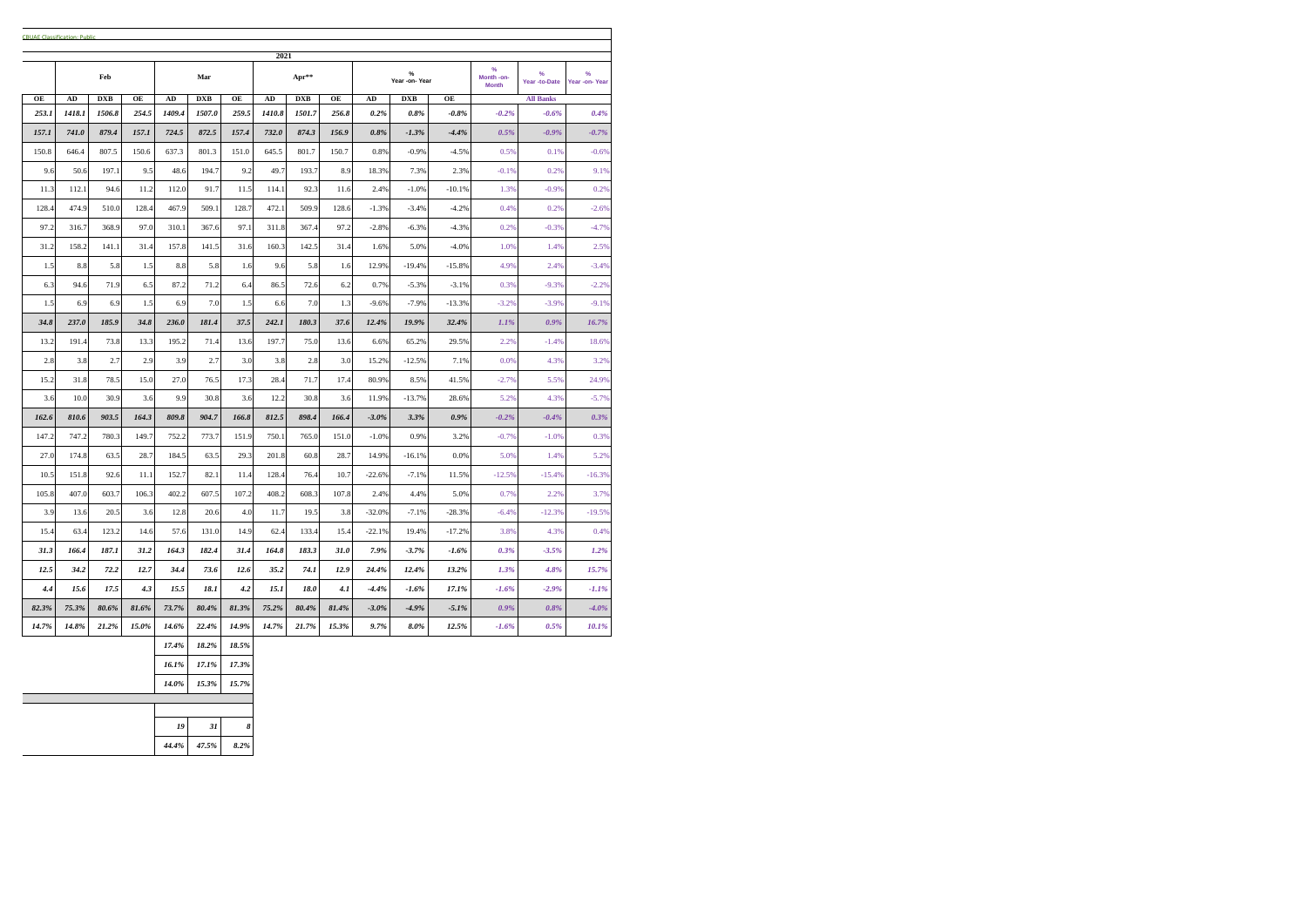CBUAE Classification: Public

| | | | | | | | | | | | | | | | | |
|---|---|---|---|---|---|---|---|---|---|---|---|---|---|---|---|---|
| 2021 | | | | | | | | | | | | | | | | |
| | Feb | | | Mar | | | Apr** | | | % Year -on- Year | | | % Month -on- Month | % Year -to-Date | % Year -on- Year |
| OE | AD | DXB | OE | AD | DXB | OE | AD | DXB | OE | AD | DXB | OE | All Banks | | |
| *253.1* | *1418.1* | *1506.8* | *254.5* | *1409.4* | *1507.0* | *259.5* | *1410.8* | *1501.7* | *256.8* | *0.2%* | *0.8%* | *-0.8%* | *-0.2%* | *-0.6%* | *0.4%* |
| *157.1* | *741.0* | *879.4* | *157.1* | *724.5* | *872.5* | *157.4* | *732.0* | *874.3* | *156.9* | *0.8%* | *-1.3%* | *-4.4%* | *0.5%* | *-0.9%* | *-0.7%* |
| 150.8 | 646.4 | 807.5 | 150.6 | 637.3 | 801.3 | 151.0 | 645.5 | 801.7 | 150.7 | 0.8% | -0.9% | -4.5% | 0.5% | 0.1% | -0.6% |
| 9.6 | 50.6 | 197.1 | 9.5 | 48.6 | 194.7 | 9.2 | 49.7 | 193.7 | 8.9 | 18.3% | 7.3% | 2.3% | -0.1% | 0.2% | 9.1% |
| 11.3 | 112.1 | 94.6 | 11.2 | 112.0 | 91.7 | 11.5 | 114.1 | 92.3 | 11.6 | 2.4% | -1.0% | -10.1% | 1.3% | -0.9% | 0.2% |
| 128.4 | 474.9 | 510.0 | 128.4 | 467.9 | 509.1 | 128.7 | 472.1 | 509.9 | 128.6 | -1.3% | -3.4% | -4.2% | 0.4% | 0.2% | -2.6% |
| 97.2 | 316.7 | 368.9 | 97.0 | 310.1 | 367.6 | 97.1 | 311.8 | 367.4 | 97.2 | -2.8% | -6.3% | -4.3% | 0.2% | -0.3% | -4.7% |
| 31.2 | 158.2 | 141.1 | 31.4 | 157.8 | 141.5 | 31.6 | 160.3 | 142.5 | 31.4 | 1.6% | 5.0% | -4.0% | 1.0% | 1.4% | 2.5% |
| 1.5 | 8.8 | 5.8 | 1.5 | 8.8 | 5.8 | 1.6 | 9.6 | 5.8 | 1.6 | 12.9% | -19.4% | -15.8% | 4.9% | 2.4% | -3.4% |
| 6.3 | 94.6 | 71.9 | 6.5 | 87.2 | 71.2 | 6.4 | 86.5 | 72.6 | 6.2 | 0.7% | -5.3% | -3.1% | 0.3% | -9.3% | -2.2% |
| 1.5 | 6.9 | 6.9 | 1.5 | 6.9 | 7.0 | 1.5 | 6.6 | 7.0 | 1.3 | -9.6% | -7.9% | -13.3% | -3.2% | -3.9% | -9.1% |
| *34.8* | *237.0* | *185.9* | *34.8* | *236.0* | *181.4* | *37.5* | *242.1* | *180.3* | *37.6* | *12.4%* | *19.9%* | *32.4%* | *1.1%* | *0.9%* | *16.7%* |
| 13.2 | 191.4 | 73.8 | 13.3 | 195.2 | 71.4 | 13.6 | 197.7 | 75.0 | 13.6 | 6.6% | 65.2% | 29.5% | 2.2% | -1.4% | 18.6% |
| 2.8 | 3.8 | 2.7 | 2.9 | 3.9 | 2.7 | 3.0 | 3.8 | 2.8 | 3.0 | 15.2% | -12.5% | 7.1% | 0.0% | 4.3% | 3.2% |
| 15.2 | 31.8 | 78.5 | 15.0 | 27.0 | 76.5 | 17.3 | 28.4 | 71.7 | 17.4 | 80.9% | 8.5% | 41.5% | -2.7% | 5.5% | 24.9% |
| 3.6 | 10.0 | 30.9 | 3.6 | 9.9 | 30.8 | 3.6 | 12.2 | 30.8 | 3.6 | 11.9% | -13.7% | 28.6% | 5.2% | 4.3% | -5.7% |
| *162.6* | *810.6* | *903.5* | *164.3* | *809.8* | *904.7* | *166.8* | *812.5* | *898.4* | *166.4* | *-3.0%* | *3.3%* | *0.9%* | *-0.2%* | *-0.4%* | *0.3%* |
| 147.2 | 747.2 | 780.3 | 149.7 | 752.2 | 773.7 | 151.9 | 750.1 | 765.0 | 151.0 | -1.0% | 0.9% | 3.2% | -0.7% | -1.0% | 0.3% |
| 27.0 | 174.8 | 63.5 | 28.7 | 184.5 | 63.5 | 29.3 | 201.8 | 60.8 | 28.7 | 14.9% | -16.1% | 0.0% | 5.0% | 1.4% | 5.2% |
| 10.5 | 151.8 | 92.6 | 11.1 | 152.7 | 82.1 | 11.4 | 128.4 | 76.4 | 10.7 | -22.6% | -7.1% | 11.5% | -12.5% | -15.4% | -16.3% |
| 105.8 | 407.0 | 603.7 | 106.3 | 402.2 | 607.5 | 107.2 | 408.2 | 608.3 | 107.8 | 2.4% | 4.4% | 5.0% | 0.7% | 2.2% | 3.7% |
| 3.9 | 13.6 | 20.5 | 3.6 | 12.8 | 20.6 | 4.0 | 11.7 | 19.5 | 3.8 | -32.0% | -7.1% | -28.3% | -6.4% | -12.3% | -19.5% |
| 15.4 | 63.4 | 123.2 | 14.6 | 57.6 | 131.0 | 14.9 | 62.4 | 133.4 | 15.4 | -22.1% | 19.4% | -17.2% | 3.8% | 4.3% | 0.4% |
| *31.3* | *166.4* | *187.1* | *31.2* | *164.3* | *182.4* | *31.4* | *164.8* | *183.3* | *31.0* | *7.9%* | *-3.7%* | *-1.6%* | *0.3%* | *-3.5%* | *1.2%* |
| *12.5* | *34.2* | *72.2* | *12.7* | *34.4* | *73.6* | *12.6* | *35.2* | *74.1* | *12.9* | *24.4%* | *12.4%* | *13.2%* | *1.3%* | *4.8%* | *15.7%* |
| *4.4* | *15.6* | *17.5* | *4.3* | *15.5* | *18.1* | *4.2* | *15.1* | *18.0* | *4.1* | *-4.4%* | *-1.6%* | *17.1%* | *-1.6%* | *-2.9%* | *-1.1%* |
| *82.3%* | *75.3%* | *80.6%* | *81.6%* | *73.7%* | *80.4%* | *81.3%* | *75.2%* | *80.4%* | *81.4%* | *-3.0%* | *-4.9%* | *-5.1%* | *0.9%* | *0.8%* | *-4.0%* |
| *14.7%* | *14.8%* | *21.2%* | *15.0%* | *14.6%* | *22.4%* | *14.9%* | *14.7%* | *21.7%* | *15.3%* | *9.7%* | *8.0%* | *12.5%* | *-1.6%* | *0.5%* | *10.1%* |
| | | | | *17.4%* | *18.2%* | *18.5%* | | | | | | | | | |
| | | | | *16.1%* | *17.1%* | *17.3%* | | | | | | | | | |
| | | | | *14.0%* | *15.3%* | *15.7%* | | | | | | | | | |
| | | | | | | | | | | | | | | | |
| | | | | | | | | | | | | | | | |
| | | | | *19* | *31* | *8* | | | | | | | | | |
| | | | | *44.4%* | *47.5%* | *8.2%* | | | | | | | | | |